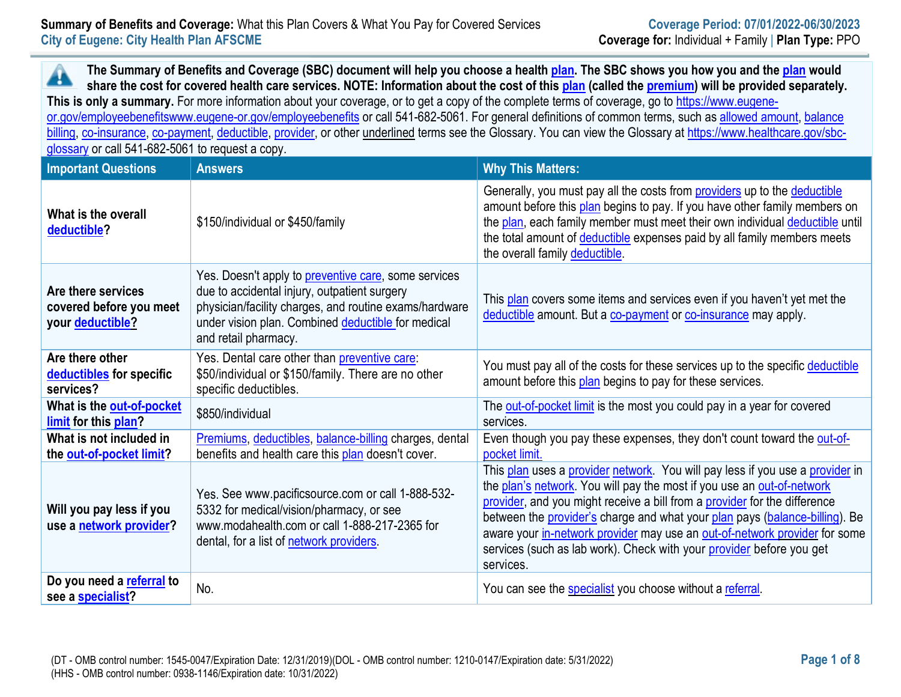**Summary of Benefits and Coverage:** What this Plan Covers & What You Pay for Covered Services
**City of Eugene: City Health Plan AFSCME**

**Coverage Period: 07/01/2022-06/30/2023**
**Coverage for:** Individual + Family | **Plan Type:** PPO

**The Summary of Benefits and Coverage (SBC) document will help you choose a health plan. The SBC shows you how you and the plan would share the cost for covered health care services. NOTE: Information about the cost of this plan (called the premium) will be provided separately.**
**This is only a summary.** For more information about your coverage, or to get a copy of the complete terms of coverage, go to https://www.eugene-or.gov/employeebenefitswww.eugene-or.gov/employeebenefits or call 541-682-5061. For general definitions of common terms, such as allowed amount, balance billing, co-insurance, co-payment, deductible, provider, or other underlined terms see the Glossary. You can view the Glossary at https://www.healthcare.gov/sbc-glossary or call 541-682-5061 to request a copy.

| Important Questions | Answers | Why This Matters: |
|---|---|---|
| **What is the overall deductible?** | $150/individual or $450/family | Generally, you must pay all the costs from providers up to the deductible amount before this plan begins to pay. If you have other family members on the plan, each family member must meet their own individual deductible until the total amount of deductible expenses paid by all family members meets the overall family deductible. |
| **Are there services covered before you meet your deductible?** | Yes. Doesn't apply to preventive care, some services due to accidental injury, outpatient surgery physician/facility charges, and routine exams/hardware under vision plan. Combined deductible for medical and retail pharmacy. | This plan covers some items and services even if you haven't yet met the deductible amount. But a co-payment or co-insurance may apply. |
| **Are there other deductibles for specific services?** | Yes. Dental care other than preventive care: $50/individual or $150/family. There are no other specific deductibles. | You must pay all of the costs for these services up to the specific deductible amount before this plan begins to pay for these services. |
| **What is the out-of-pocket limit for this plan?** | $850/individual | The out-of-pocket limit is the most you could pay in a year for covered services. |
| **What is not included in the out-of-pocket limit?** | Premiums, deductibles, balance-billing charges, dental benefits and health care this plan doesn't cover. | Even though you pay these expenses, they don't count toward the out-of-pocket limit. |
| **Will you pay less if you use a network provider?** | Yes. See www.pacificsource.com or call 1-888-532-5332 for medical/vision/pharmacy, or see www.modahealth.com or call 1-888-217-2365 for dental, for a list of network providers. | This plan uses a provider network. You will pay less if you use a provider in the plan's network. You will pay the most if you use an out-of-network provider, and you might receive a bill from a provider for the difference between the provider's charge and what your plan pays (balance-billing). Be aware your in-network provider may use an out-of-network provider for some services (such as lab work). Check with your provider before you get services. |
| **Do you need a referral to see a specialist?** | No. | You can see the specialist you choose without a referral. |

(DT - OMB control number: 1545-0047/Expiration Date: 12/31/2019)(DOL - OMB control number: 1210-0147/Expiration date: 5/31/2022)
(HHS - OMB control number: 0938-1146/Expiration date: 10/31/2022)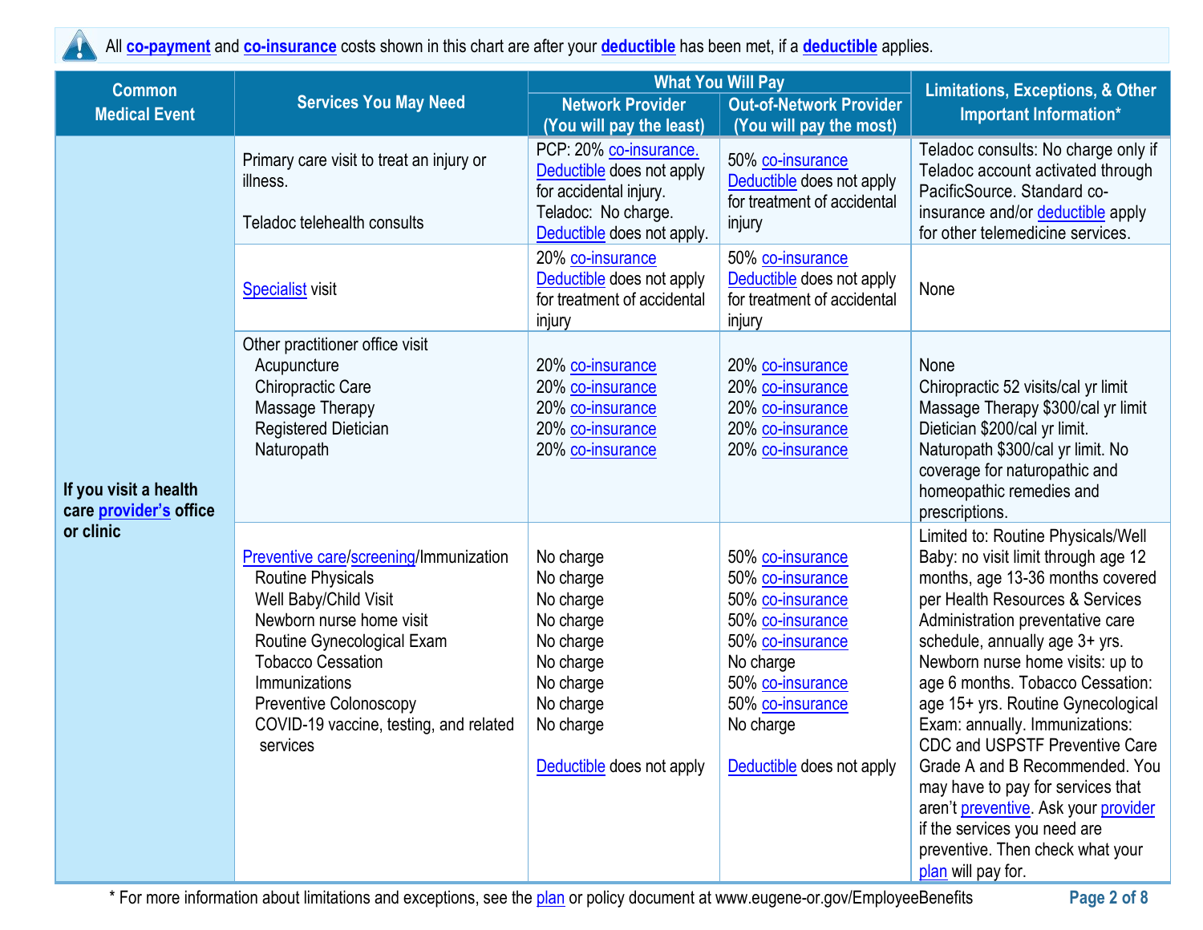All **co-payment** and **co-insurance** costs shown in this chart are after your **deductible** has been met, if a **deductible** applies.

| Common Medical Event | Services You May Need | What You Will Pay | | Limitations, Exceptions, & Other Important Information* |
|---|---|---|---|---|
| | | Network Provider (You will pay the least) | Out-of-Network Provider (You will pay the most) | |
| **If you visit a health care provider's office or clinic** | Primary care visit to treat an injury or illness.<br><br>Teladoc telehealth consults | PCP: 20% co-insurance. Deductible does not apply for accidental injury.<br>Teladoc: No charge. Deductible does not apply. | 50% co-insurance Deductible does not apply for treatment of accidental injury | Teladoc consults: No charge only if Teladoc account activated through PacificSource. Standard co-insurance and/or deductible apply for other telemedicine services. |
| | Specialist visit | 20% co-insurance Deductible does not apply for treatment of accidental injury | 50% co-insurance Deductible does not apply for treatment of accidental injury | None |
| | Other practitioner office visit<br>Acupuncture<br>Chiropractic Care<br>Massage Therapy<br>Registered Dietician<br>Naturopath | <br>20% co-insurance<br>20% co-insurance<br>20% co-insurance<br>20% co-insurance<br>20% co-insurance | <br>20% co-insurance<br>20% co-insurance<br>20% co-insurance<br>20% co-insurance<br>20% co-insurance | None<br>Chiropractic 52 visits/cal yr limit<br>Massage Therapy $300/cal yr limit<br>Dietician $200/cal yr limit.<br>Naturopath $300/cal yr limit. No coverage for naturopathic and homeopathic remedies and prescriptions. |
| | Preventive care/screening/Immunization<br>Routine Physicals<br>Well Baby/Child Visit<br>Newborn nurse home visit<br>Routine Gynecological Exam<br>Tobacco Cessation<br>Immunizations<br>Preventive Colonoscopy<br>COVID-19 vaccine, testing, and related services | No charge<br>No charge<br>No charge<br>No charge<br>No charge<br>No charge<br>No charge<br>No charge<br>No charge<br><br>Deductible does not apply | 50% co-insurance<br>50% co-insurance<br>50% co-insurance<br>50% co-insurance<br>50% co-insurance<br>No charge<br>50% co-insurance<br>50% co-insurance<br>No charge<br><br>Deductible does not apply | Limited to: Routine Physicals/Well Baby: no visit limit through age 12 months, age 13-36 months covered per Health Resources & Services Administration preventative care schedule, annually age 3+ yrs. Newborn nurse home visits: up to age 6 months. Tobacco Cessation: age 15+ yrs. Routine Gynecological Exam: annually. Immunizations: CDC and USPSTF Preventive Care Grade A and B Recommended. You may have to pay for services that aren't preventive. Ask your provider if the services you need are preventive. Then check what your plan will pay for. |

* For more information about limitations and exceptions, see the plan or policy document at www.eugene-or.gov/EmployeeBenefits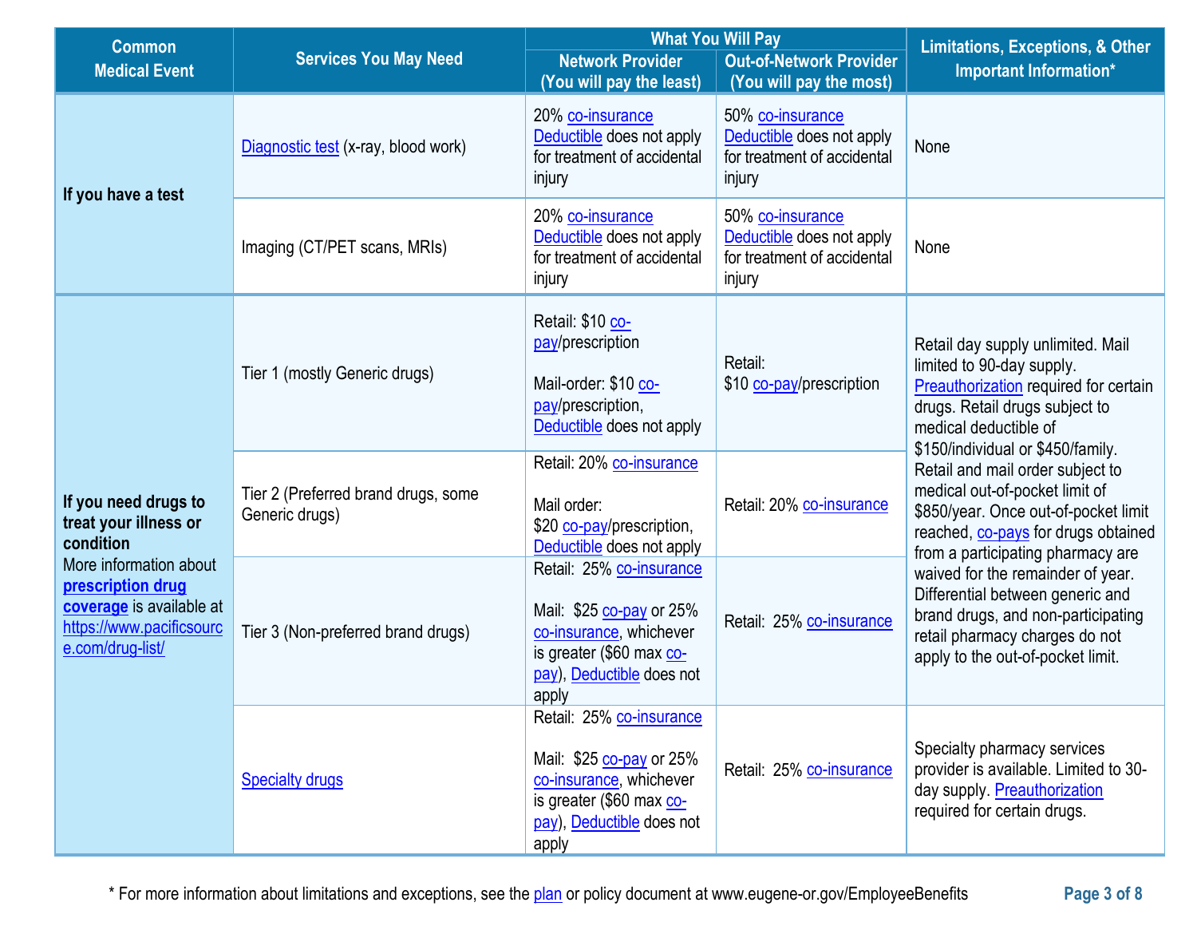| Common Medical Event | Services You May Need | What You Will Pay | | Limitations, Exceptions, & Other Important Information* |
|---|---|---|---|---|
| | | Network Provider (You will pay the least) | Out-of-Network Provider (You will pay the most) | |
| If you have a test | Diagnostic test (x-ray, blood work) | 20% co-insurance Deductible does not apply for treatment of accidental injury | 50% co-insurance Deductible does not apply for treatment of accidental injury | None |
| | Imaging (CT/PET scans, MRIs) | 20% co-insurance Deductible does not apply for treatment of accidental injury | 50% co-insurance Deductible does not apply for treatment of accidental injury | None |
| **If you need drugs to treat your illness or condition** More information about **prescription drug coverage** is available at https://www.pacificsource.com/drug-list/ | Tier 1 (mostly Generic drugs) | Retail: $10 co-pay/prescription<br><br>Mail-order: $10 co-pay/prescription, Deductible does not apply | Retail: $10 co-pay/prescription | Retail day supply unlimited. Mail limited to 90-day supply. Preauthorization required for certain drugs. Retail drugs subject to medical deductible of $150/individual or $450/family. Retail and mail order subject to medical out-of-pocket limit of $850/year. Once out-of-pocket limit reached, co-pays for drugs obtained from a participating pharmacy are waived for the remainder of year. Differential between generic and brand drugs, and non-participating retail pharmacy charges do not apply to the out-of-pocket limit. |
| | Tier 2 (Preferred brand drugs, some Generic drugs) | Retail: 20% co-insurance<br><br>Mail order: $20 co-pay/prescription, Deductible does not apply | Retail: 20% co-insurance | |
| | Tier 3 (Non-preferred brand drugs) | Retail: 25% co-insurance<br><br>Mail: $25 co-pay or 25% co-insurance, whichever is greater ($60 max co-pay), Deductible does not apply | Retail: 25% co-insurance | |
| | Specialty drugs | Retail: 25% co-insurance<br><br>Mail: $25 co-pay or 25% co-insurance, whichever is greater ($60 max co-pay), Deductible does not apply | Retail: 25% co-insurance | Specialty pharmacy services provider is available. Limited to 30-day supply. Preauthorization required for certain drugs. |

* For more information about limitations and exceptions, see the plan or policy document at www.eugene-or.gov/EmployeeBenefits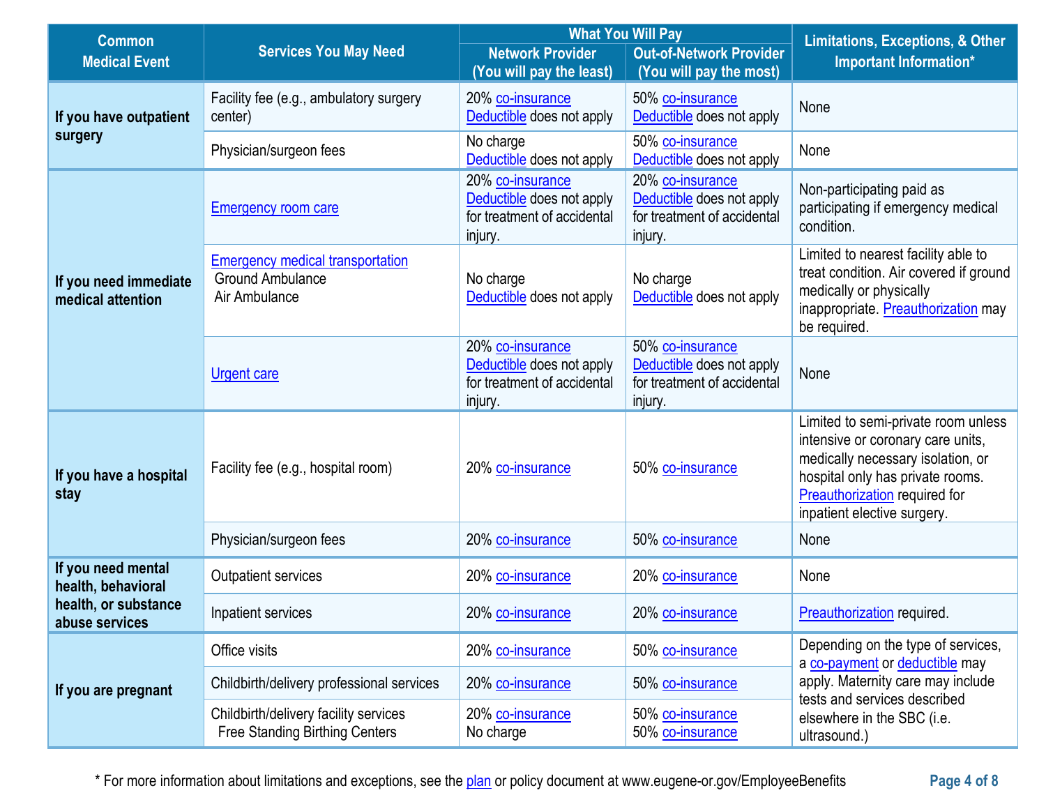| Common Medical Event | Services You May Need | What You Will Pay | | Limitations, Exceptions, & Other Important Information* |
|---|---|---|---|---|
| | | Network Provider (You will pay the least) | Out-of-Network Provider (You will pay the most) | |
| **If you have outpatient surgery** | Facility fee (e.g., ambulatory surgery center) | 20% co-insurance Deductible does not apply | 50% co-insurance Deductible does not apply | None |
| | Physician/surgeon fees | No charge Deductible does not apply | 50% co-insurance Deductible does not apply | None |
| **If you need immediate medical attention** | Emergency room care | 20% co-insurance Deductible does not apply for treatment of accidental injury. | 20% co-insurance Deductible does not apply for treatment of accidental injury. | Non-participating paid as participating if emergency medical condition. |
| | Emergency medical transportation Ground Ambulance Air Ambulance | No charge Deductible does not apply | No charge Deductible does not apply | Limited to nearest facility able to treat condition. Air covered if ground medically or physically inappropriate. Preauthorization may be required. |
| | Urgent care | 20% co-insurance Deductible does not apply for treatment of accidental injury. | 50% co-insurance Deductible does not apply for treatment of accidental injury. | None |
| **If you have a hospital stay** | Facility fee (e.g., hospital room) | 20% co-insurance | 50% co-insurance | Limited to semi-private room unless intensive or coronary care units, medically necessary isolation, or hospital only has private rooms. Preauthorization required for inpatient elective surgery. |
| | Physician/surgeon fees | 20% co-insurance | 50% co-insurance | None |
| **If you need mental health, behavioral health, or substance abuse services** | Outpatient services | 20% co-insurance | 20% co-insurance | None |
| | Inpatient services | 20% co-insurance | 20% co-insurance | Preauthorization required. |
| **If you are pregnant** | Office visits | 20% co-insurance | 50% co-insurance | Depending on the type of services, a co-payment or deductible may apply. Maternity care may include tests and services described elsewhere in the SBC (i.e. ultrasound.) |
| | Childbirth/delivery professional services | 20% co-insurance | 50% co-insurance | |
| | Childbirth/delivery facility services Free Standing Birthing Centers | 20% co-insurance No charge | 50% co-insurance 50% co-insurance | |

* For more information about limitations and exceptions, see the plan or policy document at www.eugene-or.gov/EmployeeBenefits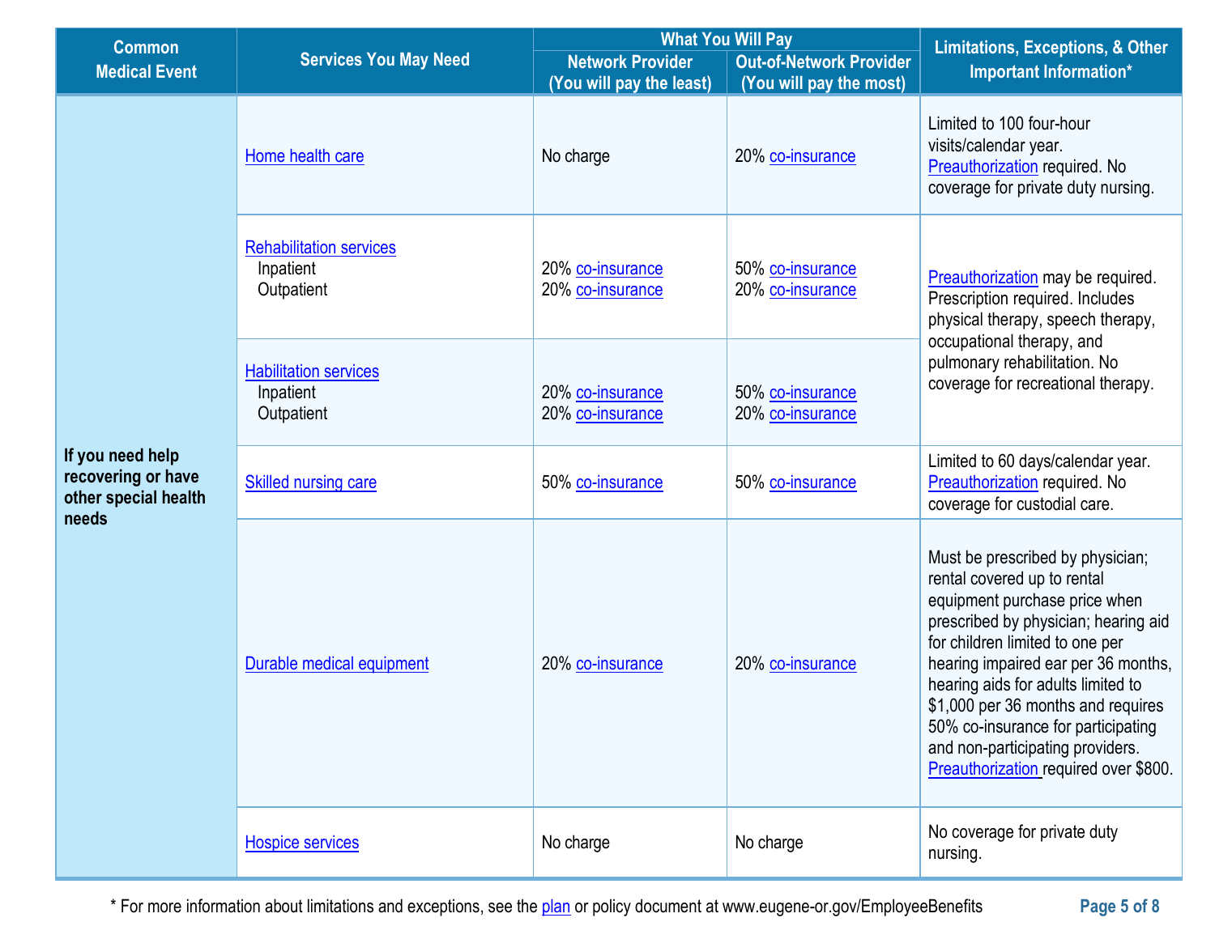| Common Medical Event | Services You May Need | What You Will Pay | | Limitations, Exceptions, & Other Important Information* |
|---|---|---|---|---|
| | | Network Provider (You will pay the least) | Out-of-Network Provider (You will pay the most) | |
| If you need help recovering or have other special health needs | Home health care | No charge | 20% co-insurance | Limited to 100 four-hour visits/calendar year. Preauthorization required. No coverage for private duty nursing. |
| | Rehabilitation services<br>Inpatient<br>Outpatient | <br>20% co-insurance<br>20% co-insurance | <br>50% co-insurance<br>20% co-insurance | Preauthorization may be required. Prescription required. Includes physical therapy, speech therapy, occupational therapy, and pulmonary rehabilitation. No coverage for recreational therapy. |
| | Habilitation services<br>Inpatient<br>Outpatient | <br>20% co-insurance<br>20% co-insurance | <br>50% co-insurance<br>20% co-insurance | |
| | Skilled nursing care | 50% co-insurance | 50% co-insurance | Limited to 60 days/calendar year. Preauthorization required. No coverage for custodial care. |
| | Durable medical equipment | 20% co-insurance | 20% co-insurance | Must be prescribed by physician; rental covered up to rental equipment purchase price when prescribed by physician; hearing aid for children limited to one per hearing impaired ear per 36 months, hearing aids for adults limited to $1,000 per 36 months and requires 50% co-insurance for participating and non-participating providers. Preauthorization required over $800. |
| | Hospice services | No charge | No charge | No coverage for private duty nursing. |

* For more information about limitations and exceptions, see the plan or policy document at www.eugene-or.gov/EmployeeBenefits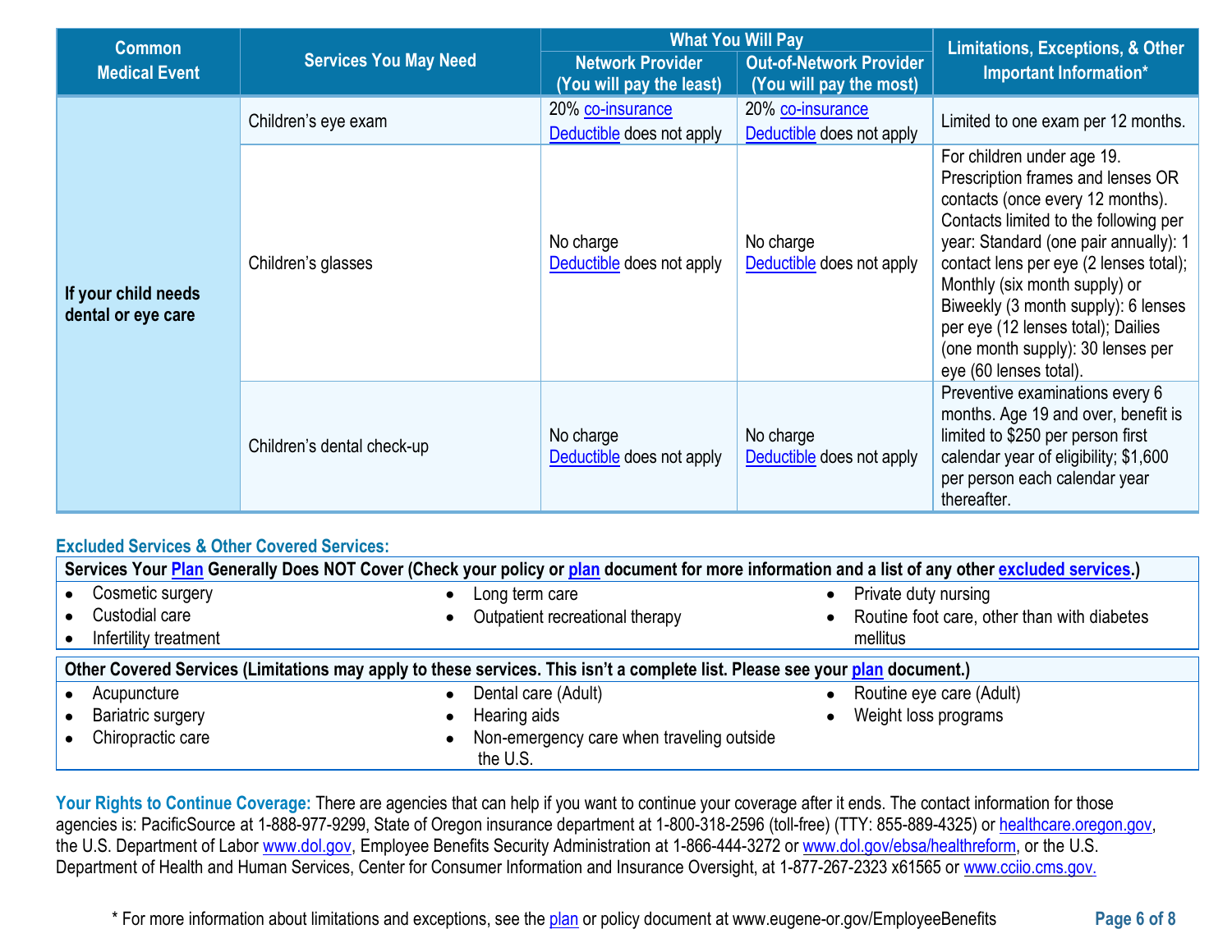| Common Medical Event | Services You May Need | What You Will Pay | | Limitations, Exceptions, & Other Important Information* |
|---|---|---|---|---|
| | | Network Provider (You will pay the least) | Out-of-Network Provider (You will pay the most) | |
| If your child needs dental or eye care | Children's eye exam | 20% co-insurance Deductible does not apply | 20% co-insurance Deductible does not apply | Limited to one exam per 12 months. |
| | Children's glasses | No charge Deductible does not apply | No charge Deductible does not apply | For children under age 19. Prescription frames and lenses OR contacts (once every 12 months). Contacts limited to the following per year: Standard (one pair annually): 1 contact lens per eye (2 lenses total); Monthly (six month supply) or Biweekly (3 month supply): 6 lenses per eye (12 lenses total); Dailies (one month supply): 30 lenses per eye (60 lenses total). |
| | Children's dental check-up | No charge Deductible does not apply | No charge Deductible does not apply | Preventive examinations every 6 months. Age 19 and over, benefit is limited to $250 per person first calendar year of eligibility; $1,600 per person each calendar year thereafter. |

## Excluded Services & Other Covered Services:

**Services Your Plan Generally Does NOT Cover (Check your policy or plan document for more information and a list of any other excluded services.)**

- Cosmetic surgery
- Custodial care
- Infertility treatment
- Long term care
- Outpatient recreational therapy
- Private duty nursing
- Routine foot care, other than with diabetes mellitus

**Other Covered Services (Limitations may apply to these services. This isn't a complete list. Please see your plan document.)**

- Acupuncture
- Bariatric surgery
- Chiropractic care
- Dental care (Adult)
- Hearing aids
- Non-emergency care when traveling outside the U.S.
- Routine eye care (Adult)
- Weight loss programs

**Your Rights to Continue Coverage:** There are agencies that can help if you want to continue your coverage after it ends. The contact information for those agencies is: PacificSource at 1-888-977-9299, State of Oregon insurance department at 1-800-318-2596 (toll-free) (TTY: 855-889-4325) or healthcare.oregon.gov, the U.S. Department of Labor www.dol.gov, Employee Benefits Security Administration at 1-866-444-3272 or www.dol.gov/ebsa/healthreform, or the U.S. Department of Health and Human Services, Center for Consumer Information and Insurance Oversight, at 1-877-267-2323 x61565 or www.cciio.cms.gov.

* For more information about limitations and exceptions, see the plan or policy document at www.eugene-or.gov/EmployeeBenefits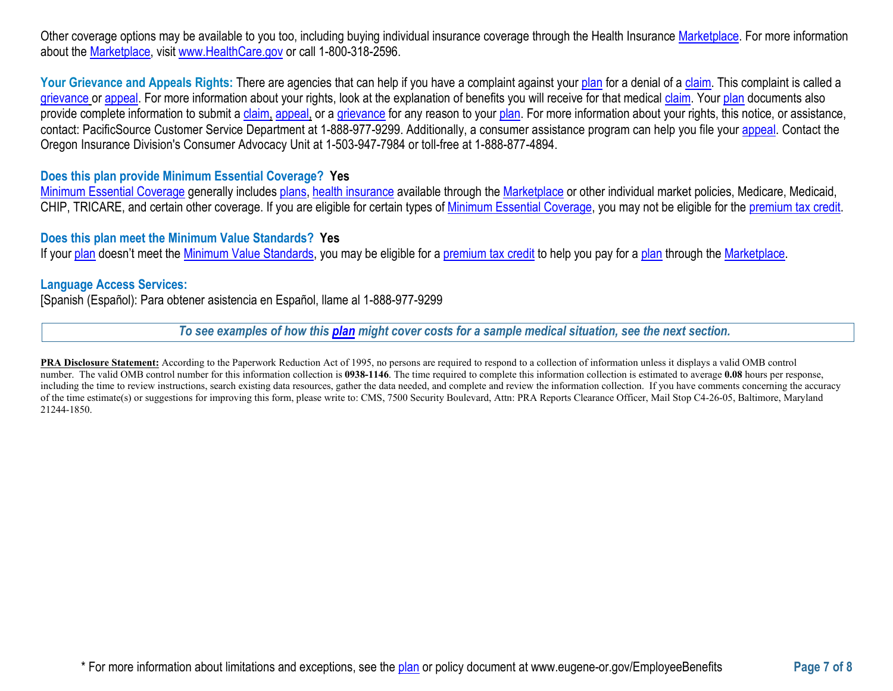Other coverage options may be available to you too, including buying individual insurance coverage through the Health Insurance Marketplace. For more information about the Marketplace, visit www.HealthCare.gov or call 1-800-318-2596.

**Your Grievance and Appeals Rights:** There are agencies that can help if you have a complaint against your plan for a denial of a claim. This complaint is called a grievance or appeal. For more information about your rights, look at the explanation of benefits you will receive for that medical claim. Your plan documents also provide complete information to submit a claim, appeal, or a grievance for any reason to your plan. For more information about your rights, this notice, or assistance, contact: PacificSource Customer Service Department at 1-888-977-9299. Additionally, a consumer assistance program can help you file your appeal. Contact the Oregon Insurance Division's Consumer Advocacy Unit at 1-503-947-7984 or toll-free at 1-888-877-4894.

**Does this plan provide Minimum Essential Coverage? Yes**

Minimum Essential Coverage generally includes plans, health insurance available through the Marketplace or other individual market policies, Medicare, Medicaid, CHIP, TRICARE, and certain other coverage. If you are eligible for certain types of Minimum Essential Coverage, you may not be eligible for the premium tax credit.

**Does this plan meet the Minimum Value Standards? Yes**

If your plan doesn't meet the Minimum Value Standards, you may be eligible for a premium tax credit to help you pay for a plan through the Marketplace.

**Language Access Services:**

[Spanish (Español): Para obtener asistencia en Español, llame al 1-888-977-9299

***To see examples of how this plan might cover costs for a sample medical situation, see the next section.***

**PRA Disclosure Statement:** According to the Paperwork Reduction Act of 1995, no persons are required to respond to a collection of information unless it displays a valid OMB control number. The valid OMB control number for this information collection is **0938-1146**. The time required to complete this information collection is estimated to average **0.08** hours per response, including the time to review instructions, search existing data resources, gather the data needed, and complete and review the information collection. If you have comments concerning the accuracy of the time estimate(s) or suggestions for improving this form, please write to: CMS, 7500 Security Boulevard, Attn: PRA Reports Clearance Officer, Mail Stop C4-26-05, Baltimore, Maryland 21244-1850.

\* For more information about limitations and exceptions, see the plan or policy document at www.eugene-or.gov/EmployeeBenefits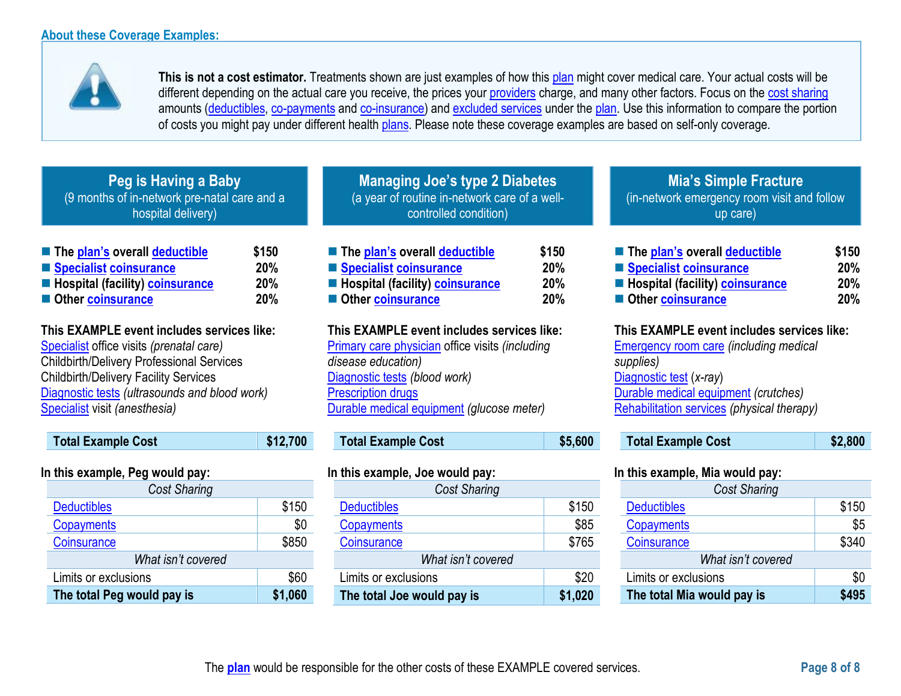### About these Coverage Examples:

**This is not a cost estimator.** Treatments shown are just examples of how this plan might cover medical care. Your actual costs will be different depending on the actual care you receive, the prices your providers charge, and many other factors. Focus on the cost sharing amounts (deductibles, co-payments and co-insurance) and excluded services under the plan. Use this information to compare the portion of costs you might pay under different health plans. Please note these coverage examples are based on self-only coverage.

## Peg is Having a Baby

(9 months of in-network pre-natal care and a hospital delivery)

| | |
|---|---|
| **The plan's overall deductible** | **$150** |
| **Specialist coinsurance** | **20%** |
| **Hospital (facility) coinsurance** | **20%** |
| **Other coinsurance** | **20%** |

**This EXAMPLE event includes services like:**
Specialist office visits *(prenatal care)*
Childbirth/Delivery Professional Services
Childbirth/Delivery Facility Services
Diagnostic tests *(ultrasounds and blood work)*
Specialist visit *(anesthesia)*

| **Total Example Cost** | **$12,700** |
|---|---|

**In this example, Peg would pay:**

| *Cost Sharing* | |
|---|---|
| Deductibles | $150 |
| Copayments | $0 |
| Coinsurance | $850 |
| *What isn't covered* | |
| Limits or exclusions | $60 |
| **The total Peg would pay is** | **$1,060** |

## Managing Joe's type 2 Diabetes

(a year of routine in-network care of a well-controlled condition)

| | |
|---|---|
| **The plan's overall deductible** | **$150** |
| **Specialist coinsurance** | **20%** |
| **Hospital (facility) coinsurance** | **20%** |
| **Other coinsurance** | **20%** |

**This EXAMPLE event includes services like:**
Primary care physician office visits *(including disease education)*
Diagnostic tests *(blood work)*
Prescription drugs
Durable medical equipment *(glucose meter)*

| **Total Example Cost** | **$5,600** |
|---|---|

**In this example, Joe would pay:**

| *Cost Sharing* | |
|---|---|
| Deductibles | $150 |
| Copayments | $85 |
| Coinsurance | $765 |
| *What isn't covered* | |
| Limits or exclusions | $20 |
| **The total Joe would pay is** | **$1,020** |

## Mia's Simple Fracture

(in-network emergency room visit and follow up care)

| | |
|---|---|
| **The plan's overall deductible** | **$150** |
| **Specialist coinsurance** | **20%** |
| **Hospital (facility) coinsurance** | **20%** |
| **Other coinsurance** | **20%** |

**This EXAMPLE event includes services like:**
Emergency room care *(including medical supplies)*
Diagnostic test *(x-ray)*
Durable medical equipment *(crutches)*
Rehabilitation services *(physical therapy)*

| **Total Example Cost** | **$2,800** |
|---|---|

**In this example, Mia would pay:**

| *Cost Sharing* | |
|---|---|
| Deductibles | $150 |
| Copayments | $5 |
| Coinsurance | $340 |
| *What isn't covered* | |
| Limits or exclusions | $0 |
| **The total Mia would pay is** | **$495** |

The **plan** would be responsible for the other costs of these EXAMPLE covered services.